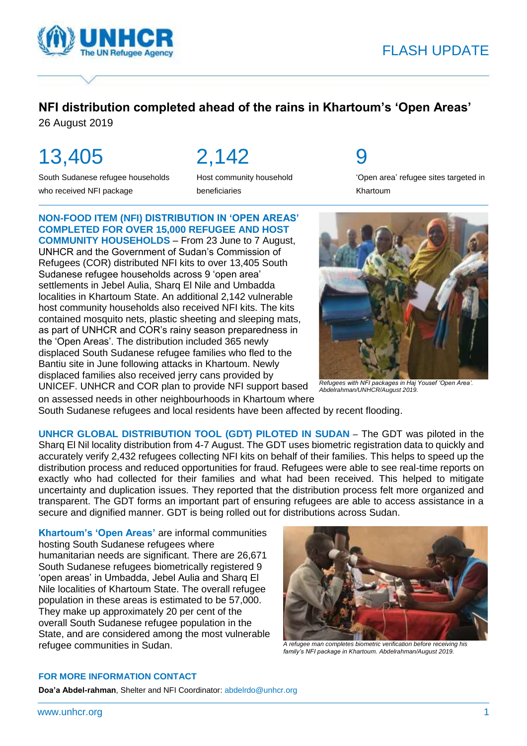FLASH UPDATE

# NFI distribution completed ahead of the rains in Khartoum's 'Open Areas'

26 August 2019

**13,405**
South Sudanese refugee households who received NFI package

**2,142**
Host community household beneficiaries

**9**
'Open area' refugee sites targeted in Khartoum

**NON-FOOD ITEM (NFI) DISTRIBUTION IN 'OPEN AREAS' COMPLETED FOR OVER 15,000 REFUGEE AND HOST COMMUNITY HOUSEHOLDS** – From 23 June to 7 August, UNHCR and the Government of Sudan's Commission of Refugees (COR) distributed NFI kits to over 13,405 South Sudanese refugee households across 9 'open area' settlements in Jebel Aulia, Sharq El Nile and Umbadda localities in Khartoum State. An additional 2,142 vulnerable host community households also received NFI kits. The kits contained mosquito nets, plastic sheeting and sleeping mats, as part of UNHCR and COR's rainy season preparedness in the 'Open Areas'. The distribution included 365 newly displaced South Sudanese refugee families who fled to the Bantiu site in June following attacks in Khartoum. Newly displaced families also received jerry cans provided by UNICEF. UNHCR and COR plan to provide NFI support based on assessed needs in other neighbourhoods in Khartoum where South Sudanese refugees and local residents have been affected by recent flooding.

*Refugees with NFI packages in Haj Yousef 'Open Area'. Abdelrahman/UNHCR/August 2019.*

**UNHCR GLOBAL DISTRIBUTION TOOL (GDT) PILOTED IN SUDAN** – The GDT was piloted in the Sharq El Nil locality distribution from 4-7 August. The GDT uses biometric registration data to quickly and accurately verify 2,432 refugees collecting NFI kits on behalf of their families. This helps to speed up the distribution process and reduced opportunities for fraud. Refugees were able to see real-time reports on exactly who had collected for their families and what had been received. This helped to mitigate uncertainty and duplication issues. They reported that the distribution process felt more organized and transparent. The GDT forms an important part of ensuring refugees are able to access assistance in a secure and dignified manner. GDT is being rolled out for distributions across Sudan.

**Khartoum's 'Open Areas'** are informal communities hosting South Sudanese refugees where humanitarian needs are significant. There are 26,671 South Sudanese refugees biometrically registered 9 'open areas' in Umbadda, Jebel Aulia and Sharq El Nile localities of Khartoum State. The overall refugee population in these areas is estimated to be 57,000. They make up approximately 20 per cent of the overall South Sudanese refugee population in the State, and are considered among the most vulnerable refugee communities in Sudan.

*A refugee man completes biometric verification before receiving his family's NFI package in Khartoum. Abdelrahman/August 2019.*

**FOR MORE INFORMATION CONTACT**

**Doa'a Abdel-rahman**, Shelter and NFI Coordinator: abdelrdo@unhcr.org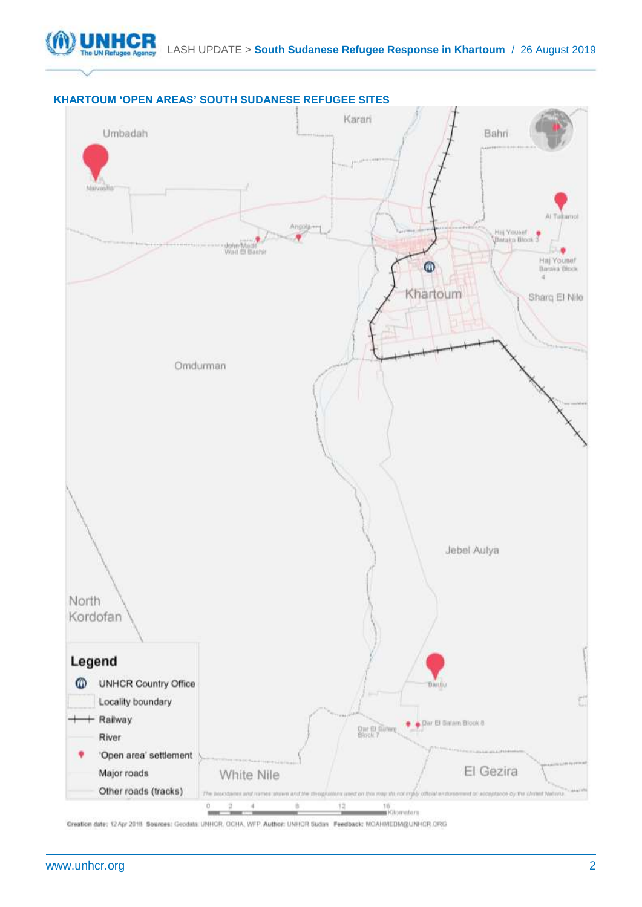## KHARTOUM 'OPEN AREAS' SOUTH SUDANESE REFUGEE SITES

Karari

Umbadah

Bahri

Naivasha

Al Takamol

Angola

Jabel Madi
Wad El Bashir

Haj Yousef
Baraka Block 3

Haj Yousef
Baraka Block
4

Khartoum

Sharq El Nile

Omdurman

Jebel Aulya

North
Kordofan

Bantiu

Dar El Salam Block 8

Dar El Salam
Block 7

White Nile

El Gezira

**Legend**

UNHCR Country Office

Locality boundary

Railway

River

'Open area' settlement

Major roads

Other roads (tracks)

The boundaries and names shown and the designations used on this map do not imply official endorsement or acceptance by the United Nations

0 2 4 8 12 16
Kilometers

**Creation date:** 12 Apr 2018 **Sources:** Geodata: UNHCR, OCHA, WFP **Author:** UNHCR Sudan **Feedback:** MOAHMEDM@UNHCR.ORG